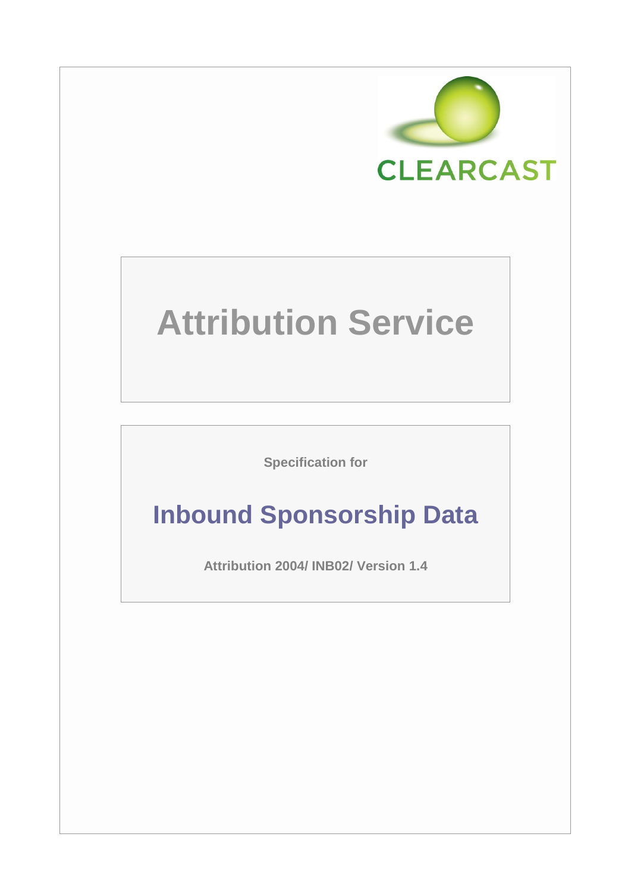CLEARCAST

# Attribution Service

Specification for

## Inbound Sponsorship Data

**Attribution 2004/ INB02/ Version 1.4**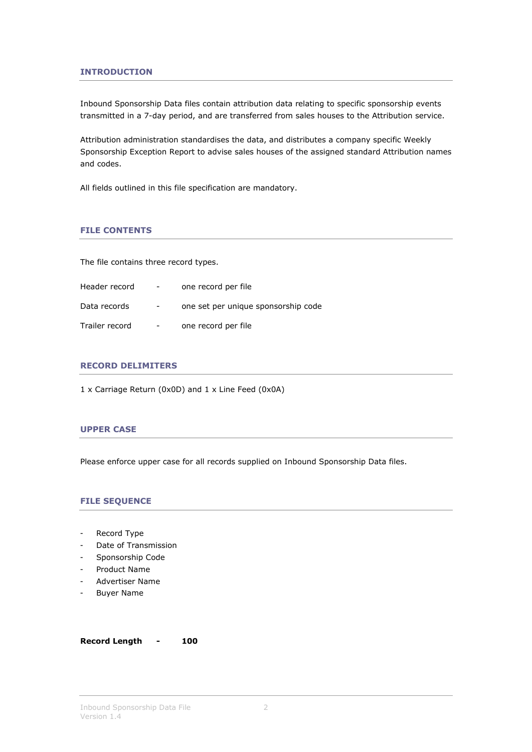## INTRODUCTION

Inbound Sponsorship Data files contain attribution data relating to specific sponsorship events transmitted in a 7-day period, and are transferred from sales houses to the Attribution service.

Attribution administration standardises the data, and distributes a company specific Weekly Sponsorship Exception Report to advise sales houses of the assigned standard Attribution names and codes.

All fields outlined in this file specification are mandatory.

## FILE CONTENTS

The file contains three record types.

| | | |
|---|---|---|
| Header record | - | one record per file |
| Data records | - | one set per unique sponsorship code |
| Trailer record | - | one record per file |

## RECORD DELIMITERS

1 x Carriage Return (0x0D) and 1 x Line Feed (0x0A)

## UPPER CASE

Please enforce upper case for all records supplied on Inbound Sponsorship Data files.

## FILE SEQUENCE

- Record Type
- Date of Transmission
- Sponsorship Code
- Product Name
- Advertiser Name
- Buyer Name

**Record Length - 100**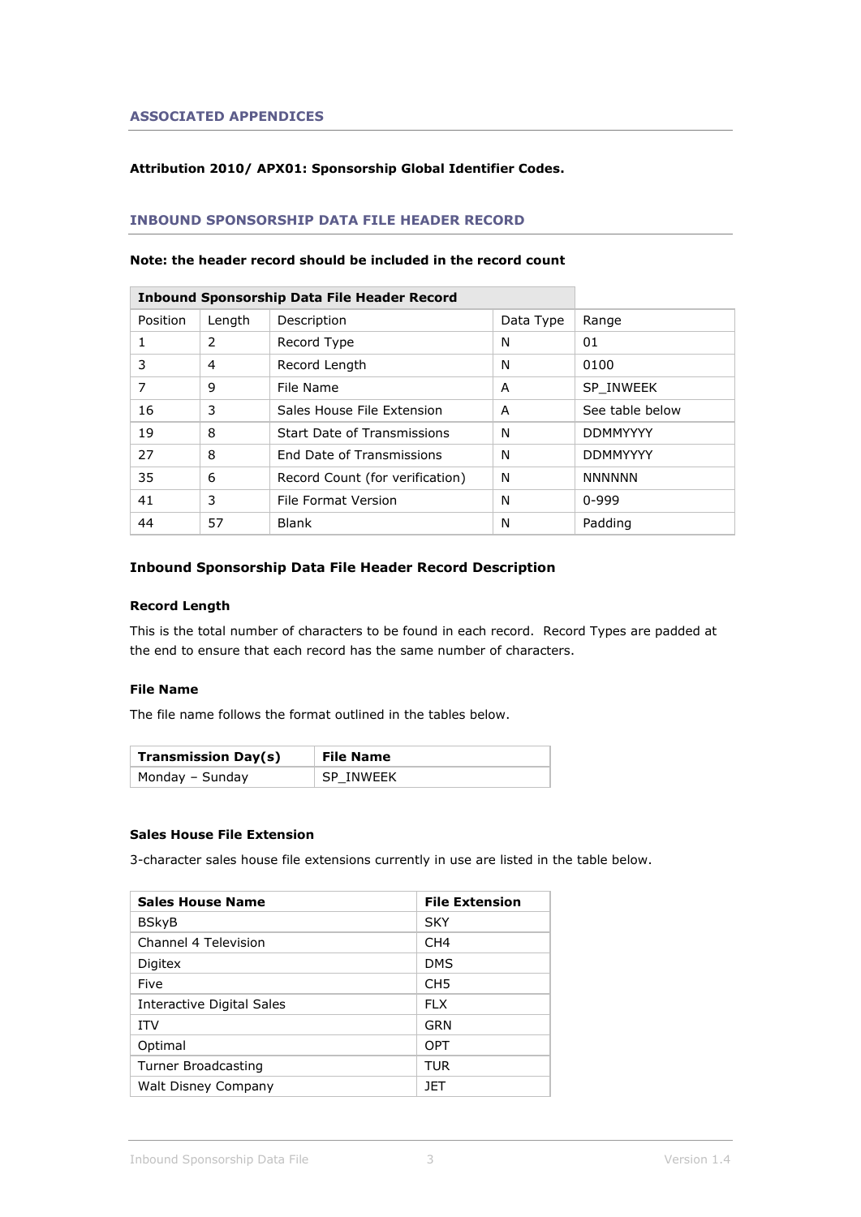## ASSOCIATED APPENDICES

**Attribution 2010/ APX01: Sponsorship Global Identifier Codes.**

## INBOUND SPONSORSHIP DATA FILE HEADER RECORD

**Note: the header record should be included in the record count**

| **Inbound Sponsorship Data File Header Record** | | | | |
|---|---|---|---|---|
| Position | Length | Description | Data Type | Range |
| 1 | 2 | Record Type | N | 01 |
| 3 | 4 | Record Length | N | 0100 |
| 7 | 9 | File Name | A | SP_INWEEK |
| 16 | 3 | Sales House File Extension | A | See table below |
| 19 | 8 | Start Date of Transmissions | N | DDMMYYYY |
| 27 | 8 | End Date of Transmissions | N | DDMMYYYY |
| 35 | 6 | Record Count (for verification) | N | NNNNNN |
| 41 | 3 | File Format Version | N | 0-999 |
| 44 | 57 | Blank | N | Padding |

### Inbound Sponsorship Data File Header Record Description

#### Record Length

This is the total number of characters to be found in each record. Record Types are padded at the end to ensure that each record has the same number of characters.

#### File Name

The file name follows the format outlined in the tables below.

| **Transmission Day(s)** | **File Name** |
|---|---|
| Monday – Sunday | SP_INWEEK |

#### Sales House File Extension

3-character sales house file extensions currently in use are listed in the table below.

| **Sales House Name** | **File Extension** |
|---|---|
| BSkyB | SKY |
| Channel 4 Television | CH4 |
| Digitex | DMS |
| Five | CH5 |
| Interactive Digital Sales | FLX |
| ITV | GRN |
| Optimal | OPT |
| Turner Broadcasting | TUR |
| Walt Disney Company | JET |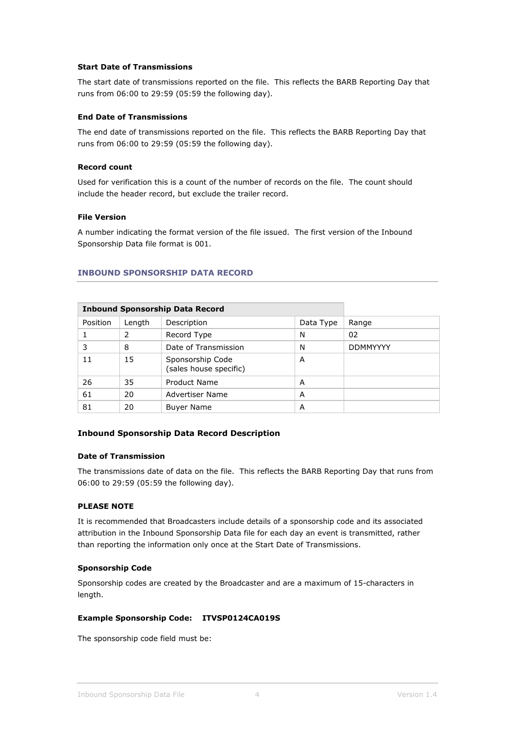**Start Date of Transmissions**

The start date of transmissions reported on the file. This reflects the BARB Reporting Day that runs from 06:00 to 29:59 (05:59 the following day).

**End Date of Transmissions**

The end date of transmissions reported on the file. This reflects the BARB Reporting Day that runs from 06:00 to 29:59 (05:59 the following day).

**Record count**

Used for verification this is a count of the number of records on the file. The count should include the header record, but exclude the trailer record.

**File Version**

A number indicating the format version of the file issued. The first version of the Inbound Sponsorship Data file format is 001.

## INBOUND SPONSORSHIP DATA RECORD

| **Inbound Sponsorship Data Record** | | | | |
|---|---|---|---|---|
| Position | Length | Description | Data Type | Range |
| 1 | 2 | Record Type | N | 02 |
| 3 | 8 | Date of Transmission | N | DDMMYYYY |
| 11 | 15 | Sponsorship Code (sales house specific) | A | |
| 26 | 35 | Product Name | A | |
| 61 | 20 | Advertiser Name | A | |
| 81 | 20 | Buyer Name | A | |

### Inbound Sponsorship Data Record Description

**Date of Transmission**

The transmissions date of data on the file. This reflects the BARB Reporting Day that runs from 06:00 to 29:59 (05:59 the following day).

**PLEASE NOTE**

It is recommended that Broadcasters include details of a sponsorship code and its associated attribution in the Inbound Sponsorship Data file for each day an event is transmitted, rather than reporting the information only once at the Start Date of Transmissions.

**Sponsorship Code**

Sponsorship codes are created by the Broadcaster and are a maximum of 15-characters in length.

**Example Sponsorship Code: ITVSP0124CA019S**

The sponsorship code field must be: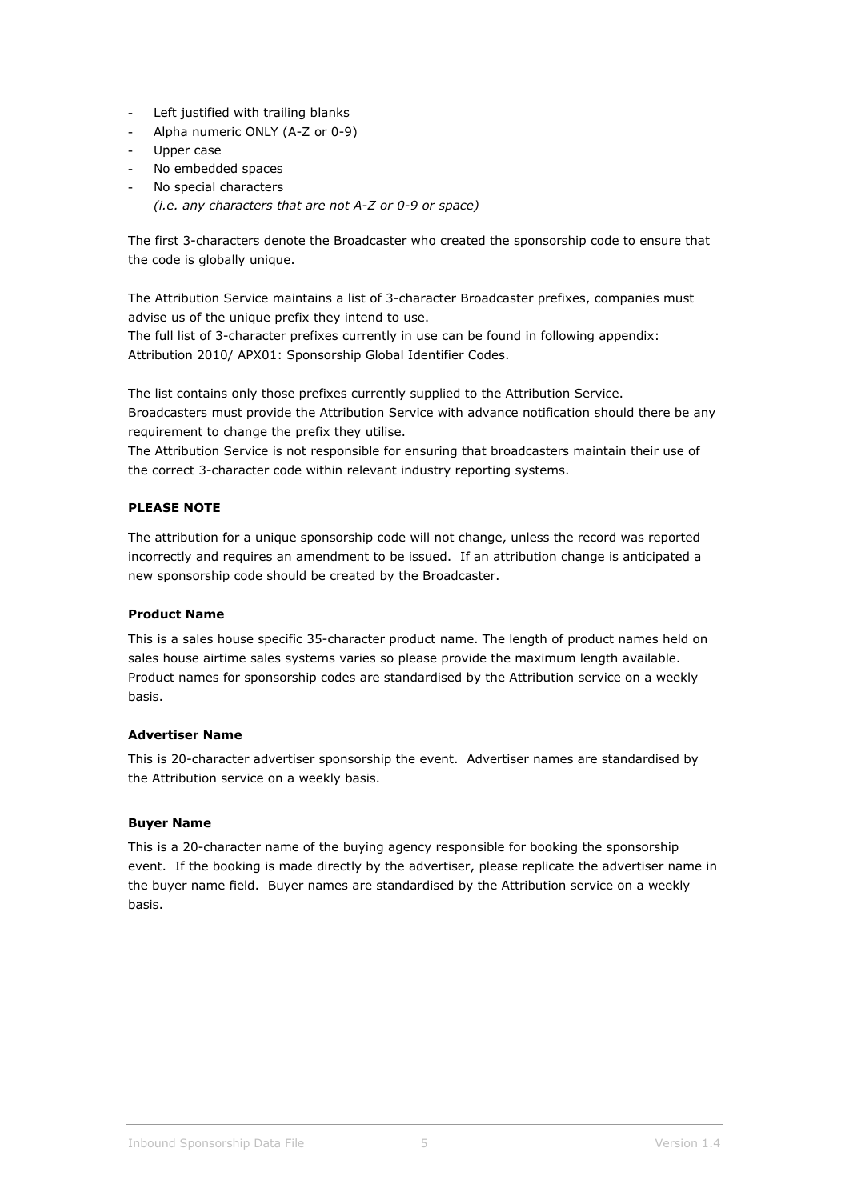- Left justified with trailing blanks
- Alpha numeric ONLY (A-Z or 0-9)
- Upper case
- No embedded spaces
- No special characters
  *(i.e. any characters that are not A-Z or 0-9 or space)*

The first 3-characters denote the Broadcaster who created the sponsorship code to ensure that the code is globally unique.

The Attribution Service maintains a list of 3-character Broadcaster prefixes, companies must advise us of the unique prefix they intend to use.
The full list of 3-character prefixes currently in use can be found in following appendix: Attribution 2010/ APX01: Sponsorship Global Identifier Codes.

The list contains only those prefixes currently supplied to the Attribution Service.
Broadcasters must provide the Attribution Service with advance notification should there be any requirement to change the prefix they utilise.
The Attribution Service is not responsible for ensuring that broadcasters maintain their use of the correct 3-character code within relevant industry reporting systems.

**PLEASE NOTE**

The attribution for a unique sponsorship code will not change, unless the record was reported incorrectly and requires an amendment to be issued. If an attribution change is anticipated a new sponsorship code should be created by the Broadcaster.

**Product Name**

This is a sales house specific 35-character product name. The length of product names held on sales house airtime sales systems varies so please provide the maximum length available. Product names for sponsorship codes are standardised by the Attribution service on a weekly basis.

**Advertiser Name**

This is 20-character advertiser sponsorship the event. Advertiser names are standardised by the Attribution service on a weekly basis.

**Buyer Name**

This is a 20-character name of the buying agency responsible for booking the sponsorship event. If the booking is made directly by the advertiser, please replicate the advertiser name in the buyer name field. Buyer names are standardised by the Attribution service on a weekly basis.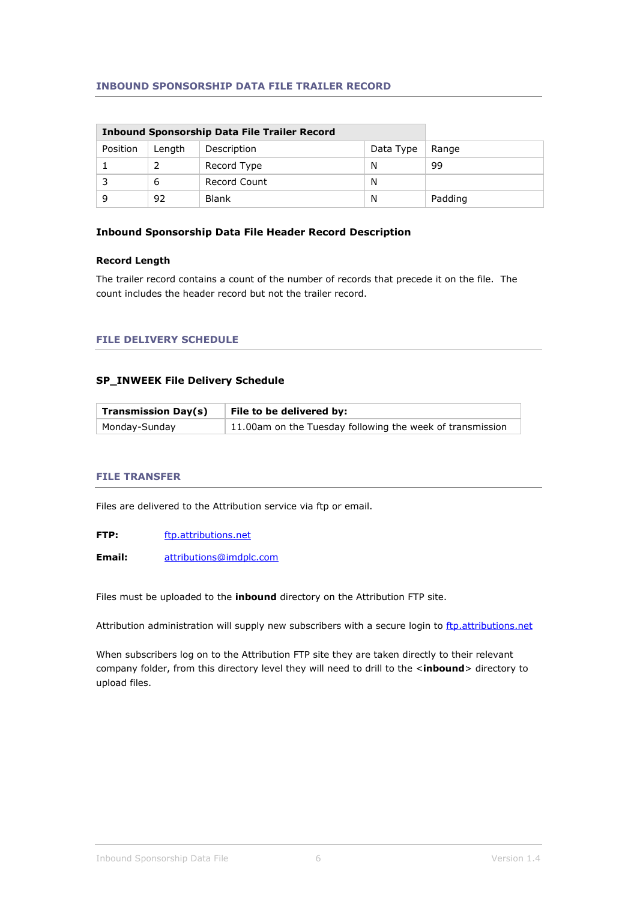## INBOUND SPONSORSHIP DATA FILE TRAILER RECORD

| Inbound Sponsorship Data File Trailer Record | | | | |
|---|---|---|---|---|
| Position | Length | Description | Data Type | Range |
| 1 | 2 | Record Type | N | 99 |
| 3 | 6 | Record Count | N | |
| 9 | 92 | Blank | N | Padding |

**Inbound Sponsorship Data File Header Record Description**

**Record Length**

The trailer record contains a count of the number of records that precede it on the file. The count includes the header record but not the trailer record.

## FILE DELIVERY SCHEDULE

**SP_INWEEK File Delivery Schedule**

| Transmission Day(s) | File to be delivered by: |
|---|---|
| Monday-Sunday | 11.00am on the Tuesday following the week of transmission |

## FILE TRANSFER

Files are delivered to the Attribution service via ftp or email.

**FTP:** ftp.attributions.net

**Email:** attributions@imdplc.com

Files must be uploaded to the **inbound** directory on the Attribution FTP site.

Attribution administration will supply new subscribers with a secure login to ftp.attributions.net

When subscribers log on to the Attribution FTP site they are taken directly to their relevant company folder, from this directory level they will need to drill to the <**inbound**> directory to upload files.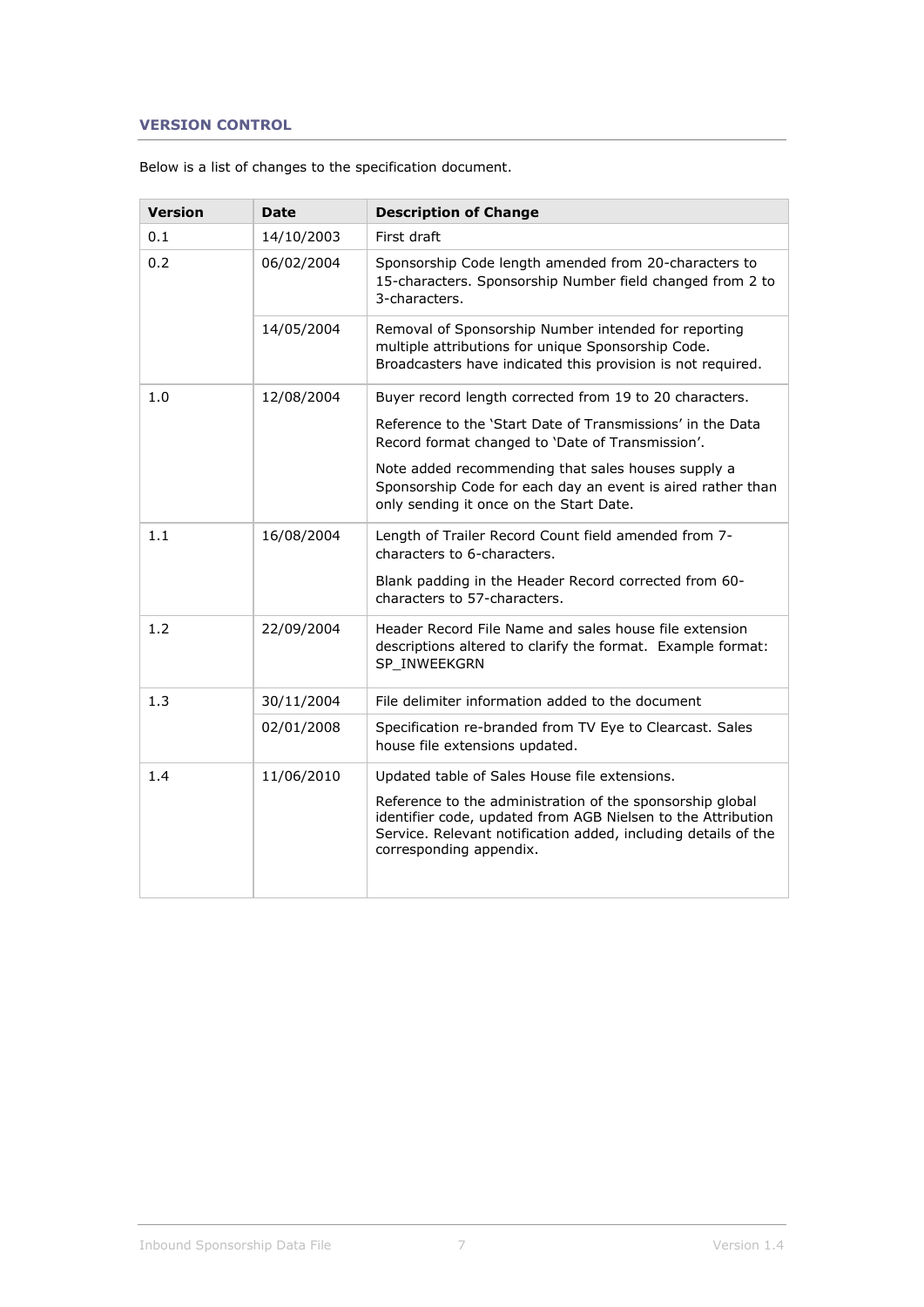#### VERSION CONTROL

Below is a list of changes to the specification document.

| Version | Date | Description of Change |
| --- | --- | --- |
| 0.1 | 14/10/2003 | First draft |
| 0.2 | 06/02/2004 | Sponsorship Code length amended from 20-characters to 15-characters. Sponsorship Number field changed from 2 to 3-characters. |
| | 14/05/2004 | Removal of Sponsorship Number intended for reporting multiple attributions for unique Sponsorship Code. Broadcasters have indicated this provision is not required. |
| 1.0 | 12/08/2004 | Buyer record length corrected from 19 to 20 characters.<br><br>Reference to the 'Start Date of Transmissions' in the Data Record format changed to 'Date of Transmission'.<br><br>Note added recommending that sales houses supply a Sponsorship Code for each day an event is aired rather than only sending it once on the Start Date. |
| 1.1 | 16/08/2004 | Length of Trailer Record Count field amended from 7-characters to 6-characters.<br><br>Blank padding in the Header Record corrected from 60-characters to 57-characters. |
| 1.2 | 22/09/2004 | Header Record File Name and sales house file extension descriptions altered to clarify the format. Example format: SP_INWEEKGRN |
| 1.3 | 30/11/2004 | File delimiter information added to the document |
| | 02/01/2008 | Specification re-branded from TV Eye to Clearcast. Sales house file extensions updated. |
| 1.4 | 11/06/2010 | Updated table of Sales House file extensions.<br><br>Reference to the administration of the sponsorship global identifier code, updated from AGB Nielsen to the Attribution Service. Relevant notification added, including details of the corresponding appendix. |